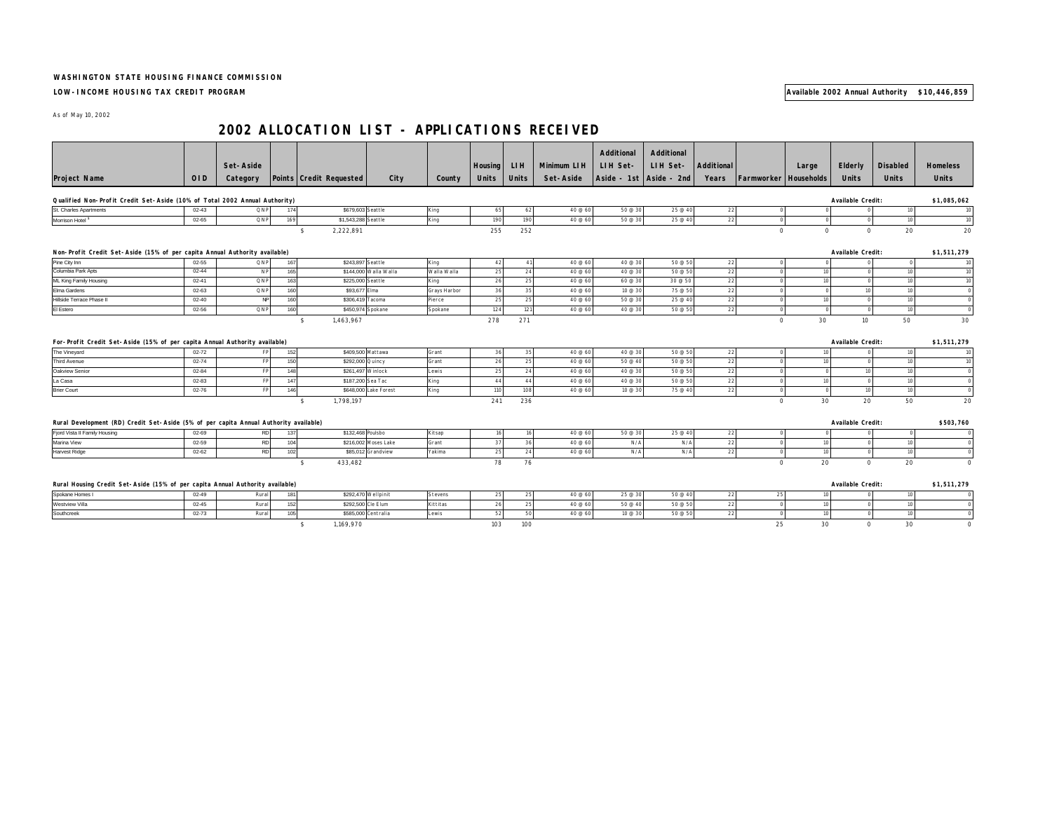**WASHINGTON STATE HOUSING FINANCE COMMISSION**

**LOW-INCOME HOUSING TAX CREDIT PROGRAM**

**Available 2002 Annual Authority $10,446,859**

As of May 10, 2002

# 2002 ALLOCATION LIST - APPLICATIONS RECEIVED

| Project Name | OID | Set-Aside Category | Points | Credit Requested | City | County | Housing Units | LIH Units | Minimum LIH Set-Aside | Additional LIH Set-Aside - 1st | Additional LIH Set-Aside - 2nd | Additional Years | Farmworker | Large Households | Elderly Units | Disabled Units | Homeless Units |
|---|---|---|---|---|---|---|---|---|---|---|---|---|---|---|---|---|---|
| **Qualified Non-Profit Credit Set-Aside (10% of Total 2002 Annual Authority)** | | | | | | | | | | | | | | | **Available Credit:** | | **$1,085,062** |
| St. Charles Apartments | 02-43 | QNP | 174 | $679,603 | Seattle | King | 65 | 62 | 40 @ 60 | 50 @ 30 | 25 @ 40 | 22 | 0 | 0 | 0 | 10 | 10 |
| Morrison Hotel [1] | 02-65 | QNP | 169 | $1,543,288 | Seattle | King | 190 | 190 | 40 @ 60 | 50 @ 30 | 25 @ 40 | 22 | 0 | 0 | 0 | 10 | 10 |
| | | | | $ 2,222,891 | | | 255 | 252 | | | | | 0 | 0 | 0 | 20 | 20 |
| **Non-Profit Credit Set-Aside (15% of per capita Annual Authority available)** | | | | | | | | | | | | | | | **Available Credit:** | | **$1,511,279** |
| Pine City Inn | 02-55 | QNP | 167 | $243,897 | Seattle | King | 42 | 41 | 40 @ 60 | 40 @ 30 | 50 @ 50 | 22 | 0 | 0 | 0 | 0 | 10 |
| Columbia Park Apts | 02-44 | NP | 165 | $144,000 | Walla Walla | Walla Walla | 25 | 24 | 40 @ 60 | 40 @ 30 | 50 @ 50 | 22 | 0 | 10 | 0 | 10 | 10 |
| ML King Family Housing | 02-41 | QNP | 163 | $225,000 | Seattle | King | 26 | 25 | 40 @ 60 | 60 @ 30 | 30 @ 50 | 22 | 0 | 10 | 0 | 10 | 10 |
| Elma Gardens | 02-63 | QNP | 160 | $93,677 | Elma | Grays Harbor | 36 | 35 | 40 @ 60 | 10 @ 30 | 75 @ 50 | 22 | 0 | 0 | 10 | 10 | 0 |
| Hillside Terrace Phase II | 02-40 | NP | 160 | $306,419 | Tacoma | Pierce | 25 | 25 | 40 @ 60 | 50 @ 30 | 25 @ 40 | 22 | 0 | 10 | 0 | 10 | 0 |
| El Estero | 02-56 | QNP | 160 | $450,974 | Spokane | Spokane | 124 | 121 | 40 @ 60 | 40 @ 30 | 50 @ 50 | 22 | 0 | 0 | 0 | 10 | 0 |
| | | | | $ 1,463,967 | | | 278 | 271 | | | | | 0 | 30 | 10 | 50 | 30 |
| **For-Profit Credit Set-Aside (15% of per capita Annual Authority available)** | | | | | | | | | | | | | | | **Available Credit:** | | **$1,511,279** |
| The Vineyard | 02-72 | FP | 152 | $409,500 | Mattawa | Grant | 36 | 35 | 40 @ 60 | 40 @ 30 | 50 @ 50 | 22 | 0 | 10 | 0 | 10 | 10 |
| Third Avenue | 02-74 | FP | 150 | $292,000 | Quincy | Grant | 26 | 25 | 40 @ 60 | 50 @ 40 | 50 @ 50 | 22 | 0 | 10 | 0 | 10 | 10 |
| Oakview Senior | 02-84 | FP | 148 | $261,497 | Winlock | Lewis | 25 | 24 | 40 @ 60 | 40 @ 30 | 50 @ 50 | 22 | 0 | 0 | 10 | 10 | 0 |
| La Casa | 02-83 | FP | 147 | $187,200 | Sea Tac | King | 44 | 44 | 40 @ 60 | 40 @ 30 | 50 @ 50 | 22 | 0 | 10 | 0 | 10 | 0 |
| Brier Court | 02-76 | FP | 146 | $648,000 | Lake Forest | King | 110 | 108 | 40 @ 60 | 10 @ 30 | 75 @ 40 | 22 | 0 | 0 | 10 | 10 | 0 |
| | | | | $ 1,798,197 | | | 241 | 236 | | | | | 0 | 30 | 20 | 50 | 20 |
| **Rural Development (RD) Credit Set-Aside (5% of per capita Annual Authority available)** | | | | | | | | | | | | | | | **Available Credit:** | | **$503,760** |
| Fjord Vista II Family Housing | 02-69 | RD | 137 | $132,468 | Poulsbo | Kitsap | 16 | 16 | 40 @ 60 | 50 @ 30 | 25 @ 40 | 22 | 0 | 0 | 0 | 0 | 0 |
| Marina View | 02-59 | RD | 104 | $216,002 | Moses Lake | Grant | 37 | 36 | 40 @ 60 | N/A | N/A | 22 | 0 | 10 | 0 | 10 | 0 |
| Harvest Ridge | 02-62 | RD | 102 | $85,012 | Grandview | Yakima | 25 | 24 | 40 @ 60 | N/A | N/A | 22 | 0 | 10 | 0 | 10 | 0 |
| | | | | $ 433,482 | | | 78 | 76 | | | | | 0 | 20 | 0 | 20 | 0 |
| **Rural Housing Credit Set-Aside (15% of per capita Annual Authority available)** | | | | | | | | | | | | | | | **Available Credit:** | | **$1,511,279** |
| Spokane Homes I | 02-49 | Rural | 181 | $292,470 | Wellpinit | Stevens | 25 | 25 | 40 @ 60 | 25 @ 30 | 50 @ 40 | 22 | 25 | 10 | 0 | 10 | 0 |
| Westview Villa | 02-45 | Rural | 152 | $292,500 | Cle Elum | Kittitas | 26 | 25 | 40 @ 60 | 50 @ 40 | 50 @ 50 | 22 | 0 | 10 | 0 | 10 | 0 |
| Southcreek | 02-73 | Rural | 105 | $585,000 | Centralia | Lewis | 52 | 50 | 40 @ 60 | 10 @ 30 | 50 @ 50 | 22 | 0 | 10 | 0 | 10 | 0 |
| | | | | $ 1,169,970 | | | 103 | 100 | | | | | 25 | 30 | 0 | 30 | 0 |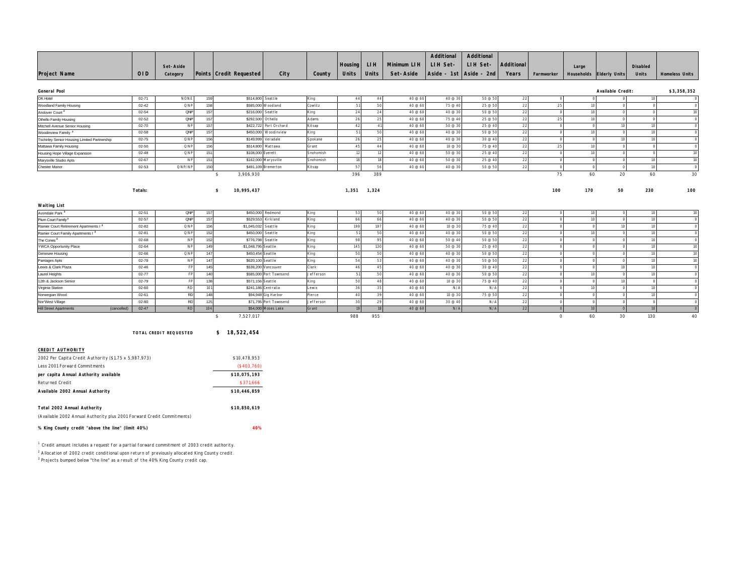| Project Name | OID | Set-Aside Category | Points | Credit Requested | City | County | Housing Units | LIH Units | Minimum LIH Set-Aside | Additional LIH Set-Aside - 1st | Additional LIH Set-Aside - 2nd | Additional Years | Farmworker | Large Households | Elderly Units | Disabled Units | Homeless Units |
|---|---|---|---|---|---|---|---|---|---|---|---|---|---|---|---|---|---|
| **General Pool** | | | | | | | | | | | | | | | Available Credit: | | $3,358,352 |
| OK Hotel | 02-71 | NONE | 159 | $514,800 | Seattle | King | 44 | 44 | 40 @ 60 | 40 @ 30 | 50 @ 50 | 22 | 0 | 0 | 0 | 10 | 0 |
| Woodland Family Housing | 02-42 | QNP | 158 | $585,000 | Woodland | Cowlitz | 51 | 50 | 40 @ 60 | 75 @ 40 | 25 @ 50 | 22 | 25 | 10 | 0 | 0 | 0 |
| Andover Court [2] | 02-54 | QNP | 157 | $216,000 | Seattle | King | 24 | 24 | 40 @ 60 | 40 @ 30 | 50 @ 50 | 22 | 0 | 10 | 0 | 0 | 10 |
| Othello Family Housing | 02-52 | QNP | 157 | $292,500 | Othello | Adams | 26 | 25 | 40 @ 60 | 75 @ 40 | 25 @ 50 | 22 | 25 | 10 | 0 | 0 | 0 |
| Mitchell Avenue Senior Housing | 02-70 | NP | 157 | $422,722 | Port Orchard | Kitsap | 42 | 41 | 40 @ 60 | 50 @ 30 | 25 @ 40 | 22 | 0 | 0 | 10 | 10 | 0 |
| Woodinview Family [2] | 02-58 | QNP | 157 | $450,000 | Woodinview | King | 51 | 50 | 40 @ 60 | 40 @ 30 | 50 @ 50 | 22 | 0 | 10 | 0 | 10 | 0 |
| Tschirley Senior Housing Limited Partnership | 02-75 | QNP | 156 | $149,999 | Veradale | Spokane | 26 | 25 | 40 @ 60 | 40 @ 30 | 30 @ 40 | 22 | 0 | 0 | 10 | 10 | 0 |
| Mattawa Family Housing | 02-50 | QNP | 156 | $514,800 | Mattawa | Grant | 45 | 44 | 40 @ 60 | 10 @ 30 | 75 @ 40 | 22 | 25 | 10 | 0 | 0 | 0 |
| Housing Hope Village Expansion | 02-48 | QNP | 151 | $108,000 | Everett | Snohomish | 12 | 12 | 40 @ 60 | 50 @ 30 | 25 @ 40 | 22 | 0 | 10 | 0 | 0 | 10 |
| Marysville Studio Apts | 02-67 | NP | 151 | $162,000 | Marysville | Snohomish | 18 | 18 | 40 @ 60 | 50 @ 30 | 25 @ 40 | 22 | 0 | 0 | 0 | 10 | 10 |
| Chester Manor | 02-53 | QNP/NP | 150 | $491,109 | Bremerton | Kitsap | 57 | 56 | 40 @ 60 | 40 @ 30 | 50 @ 50 | 22 | 0 | 0 | 0 | 10 | 0 |
| | | | | $ 3,906,930 | | | 396 | 389 | | | | | 75 | 60 | 20 | 60 | 30 |
| | **Totals:** | | | **$ 10,995,437** | | | **1,351** | **1,324** | | | | | **100** | **170** | **50** | **230** | **100** |
| **Waiting List** | | | | | | | | | | | | | | | | | |
| Avondale Park [3] | 02-51 | QNP | 157 | $450,000 | Redmond | King | 53 | 50 | 40 @ 60 | 40 @ 30 | 50 @ 50 | 22 | 0 | 10 | 0 | 10 | 10 |
| Plum Court Family [3] | 02-57 | QNP | 157 | $529,553 | Kirkland | King | 66 | 66 | 40 @ 60 | 40 @ 30 | 50 @ 50 | 22 | 0 | 10 | 0 | 10 | 0 |
| Rainier Court Retirement Apartments I [3] | 02-82 | QNP | 156 | $1,045,032 | Seattle | King | 199 | 197 | 40 @ 60 | 10 @ 30 | 75 @ 40 | 22 | 0 | 0 | 10 | 10 | 0 |
| Rainier Court Family Apartments I [3] | 02-81 | QNP | 152 | $450,000 | Seattle | King | 51 | 50 | 40 @ 60 | 40 @ 30 | 50 @ 50 | 22 | 0 | 10 | 0 | 10 | 0 |
| The Cones [3] | 02-68 | NP | 152 | $776,798 | Seattle | King | 98 | 95 | 40 @ 60 | 50 @ 40 | 50 @ 50 | 22 | 0 | 0 | 0 | 10 | 0 |
| YWCA Opportunity Place | 02-64 | NP | 149 | $1,048,795 | Seattle | King | 145 | 130 | 40 @ 60 | 50 @ 30 | 25 @ 40 | 22 | 0 | 0 | 0 | 10 | 10 |
| Genesee Housing | 02-66 | QNP | 147 | $450,454 | Seattle | King | 50 | 50 | 40 @ 60 | 40 @ 30 | 50 @ 50 | 22 | 0 | 0 | 0 | 10 | 10 |
| Pantages Apts | 02-78 | NP | 147 | $620,100 | Seattle | King | 54 | 53 | 40 @ 60 | 40 @ 30 | 50 @ 50 | 22 | 0 | 0 | 0 | 10 | 10 |
| Lewis & Clark Plaza | 02-46 | FP | 145 | $538,200 | Vancouver | Clark | 46 | 45 | 40 @ 60 | 40 @ 30 | 30 @ 40 | 22 | 0 | 0 | 10 | 10 | 0 |
| Laurel Heights | 02-77 | FP | 140 | $585,000 | Port Townsend | Jefferson | 51 | 50 | 40 @ 60 | 40 @ 30 | 50 @ 50 | 22 | 0 | 10 | 0 | 10 | 0 |
| 12th & Jackson Senior | 02-79 | FP | 138 | $571,156 | Seattle | King | 50 | 48 | 40 @ 60 | 10 @ 30 | 75 @ 40 | 22 | 0 | 0 | 10 | 0 | 0 |
| Virginia Station | 02-60 | RD | 101 | $241,186 | Centralia | Lewis | 36 | 35 | 40 @ 60 | N/A | N/A | 22 | 0 | 10 | 0 | 10 | 0 |
| Norwegian Wood | 02-61 | RD | 148 | $94,948 | Gig Harbor | Pierce | 40 | 39 | 40 @ 60 | 10 @ 30 | 75 @ 50 | 22 | 0 | 0 | 0 | 10 | 0 |
| Nor'West Village | 02-80 | RD | 125 | $71,795 | Port Townsend | Jefferson | 30 | 29 | 40 @ 60 | 30 @ 40 | N/A | 22 | 0 | 0 | 0 | 0 | 0 |
| Hill Street Apartments (cancelled) | 02-47 | RD | 104 | $54,000 | Moses Lake | Grant | 19 | 18 | 40 @ 60 | N/A | N/A | 22 | 0 | 10 | 0 | 10 | 0 |
| | | | | $ 7,527,017 | | | 988 | 955 | | | | | 0 | 60 | 30 | 130 | 40 |

**TOTAL CREDIT REQUESTED $ 18,522,454**

**CREDIT AUTHORITY**

| | |
|---|---|
| 2002 Per Capita Credit Authority ($1.75 x 5,987,973) | $10,478,953 |
| Less 2001 Forward Commitments | ($403,760) |
| **per capita Annual Authority available** | **$10,075,193** |
| Returned Credit | $371,666 |
| **Available 2002 Annual Authority** | **$10,446,859** |
| **Total 2002 Annual Authority** | **$10,850,619** |
| (Available 2002 Annual Authority plus 2001 Forward Credit Commitments) | |
| **% King County credit "above the line" (limit 40%)** | **40%** |

[1] Credit amount includes a request for a partial forward commitment of 2003 credit authority.

[2] Allocation of 2002 credit conditional upon return of previously allocated King County credit.

[3] Projects bumped below "the line" as a result of the 40% King County credit cap.